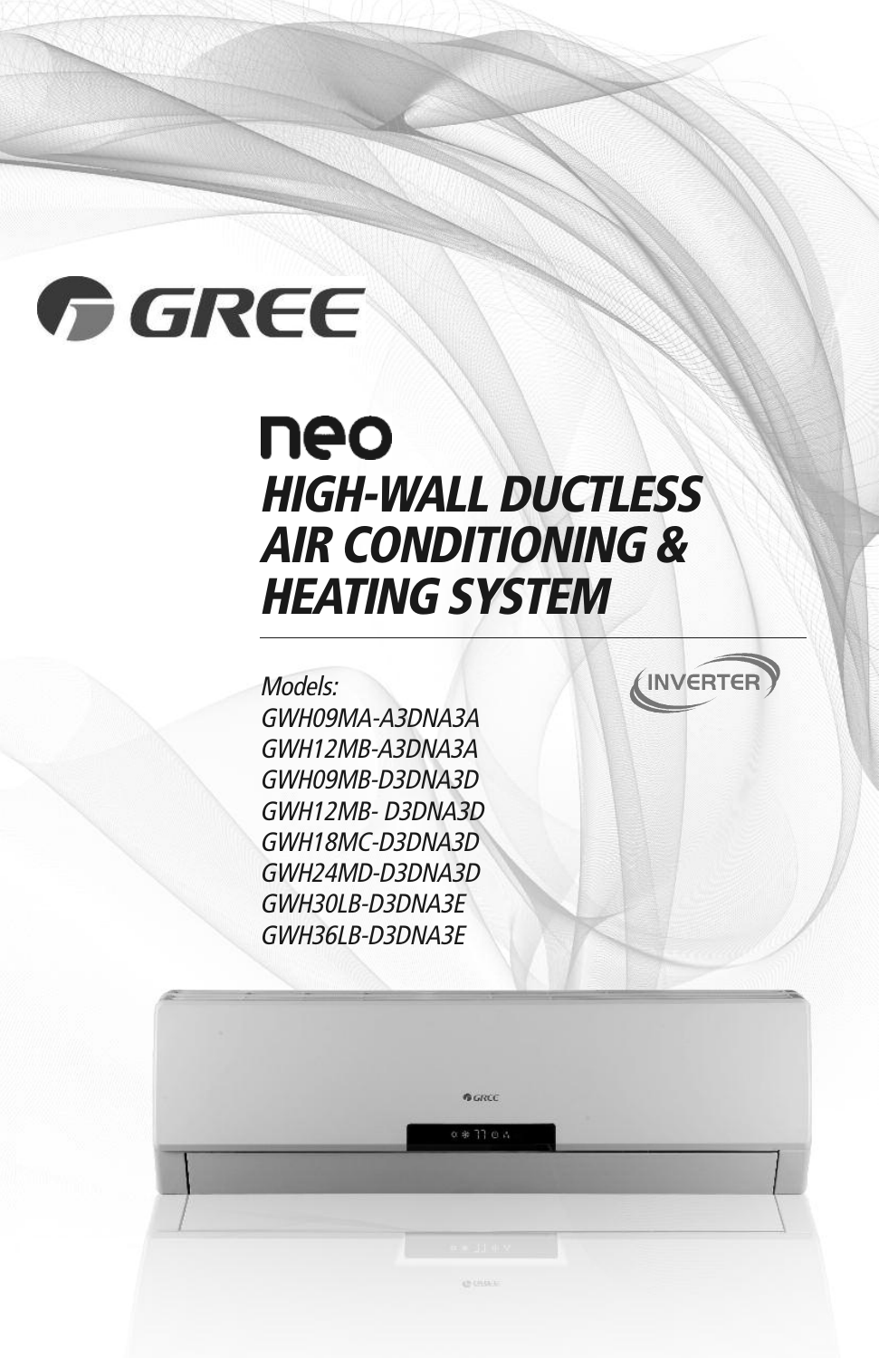GREE

# neo

# HIGH-WALL DUCTLESS AIR CONDITIONING & HEATING SYSTEM

INVERTER

*Models:*
*GWH09MA-A3DNA3A*
*GWH12MB-A3DNA3A*
*GWH09MB-D3DNA3D*
*GWH12MB- D3DNA3D*
*GWH18MC-D3DNA3D*
*GWH24MD-D3DNA3D*
*GWH30LB-D3DNA3E*
*GWH36LB-D3DNA3E*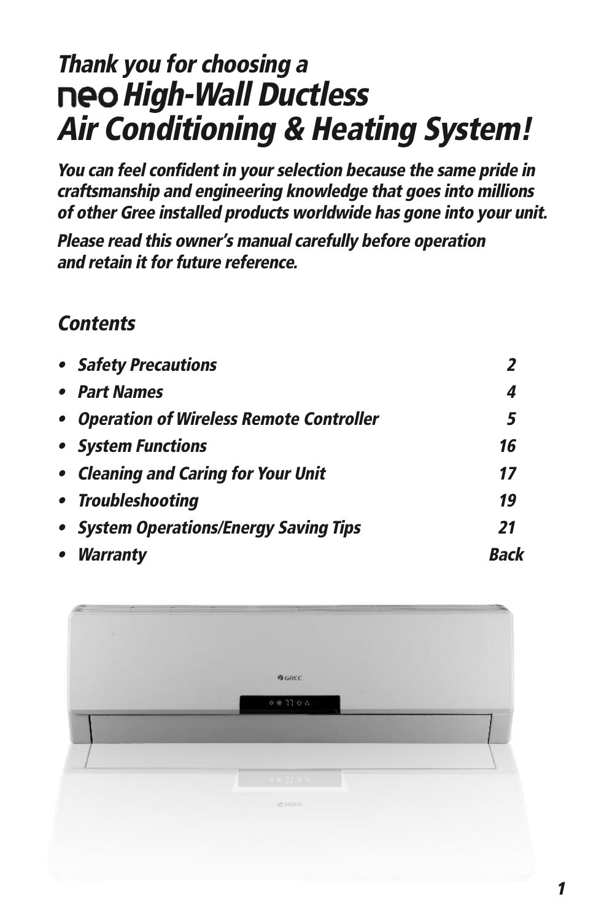# Thank you for choosing a neo High-Wall Ductless Air Conditioning & Heating System!

***You can feel confident in your selection because the same pride in craftsmanship and engineering knowledge that goes into millions of other Gree installed products worldwide has gone into your unit.***

***Please read this owner's manual carefully before operation and retain it for future reference.***

## Contents

| | |
|---|---|
| • Safety Precautions | 2 |
| • Part Names | 4 |
| • Operation of Wireless Remote Controller | 5 |
| • System Functions | 16 |
| • Cleaning and Caring for Your Unit | 17 |
| • Troubleshooting | 19 |
| • System Operations/Energy Saving Tips | 21 |
| • Warranty | Back |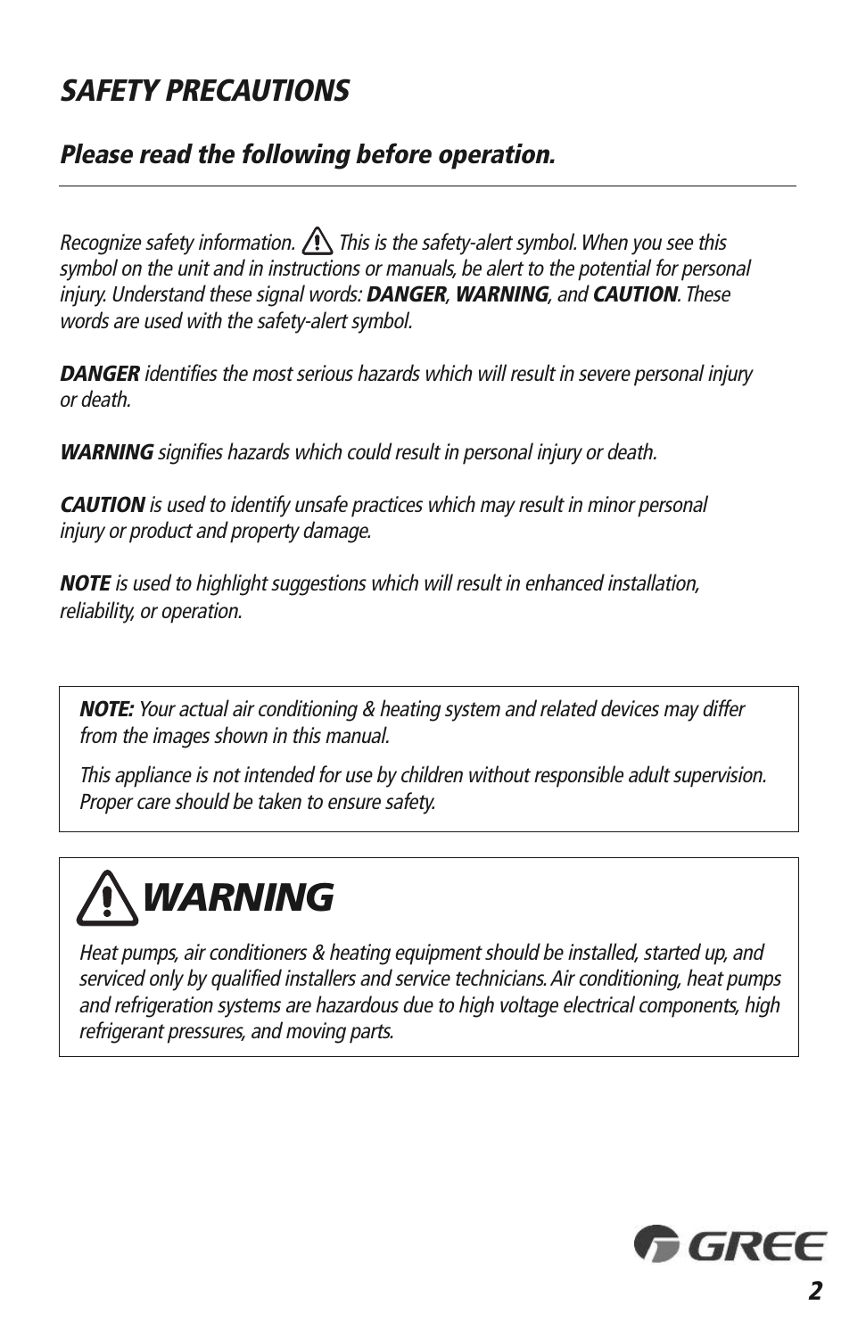## *SAFETY PRECAUTIONS*

### *Please read the following before operation.*

---

*Recognize safety information.* ⚠ *This is the safety-alert symbol. When you see this symbol on the unit and in instructions or manuals, be alert to the potential for personal injury. Understand these signal words:* ***DANGER****,* ***WARNING****, and* ***CAUTION****. These words are used with the safety-alert symbol.*

***DANGER*** *identifies the most serious hazards which will result in severe personal injury or death.*

***WARNING*** *signifies hazards which could result in personal injury or death.*

***CAUTION*** *is used to identify unsafe practices which may result in minor personal injury or product and property damage.*

***NOTE*** *is used to highlight suggestions which will result in enhanced installation, reliability, or operation.*

***NOTE:*** *Your actual air conditioning & heating system and related devices may differ from the images shown in this manual.*

*This appliance is not intended for use by children without responsible adult supervision. Proper care should be taken to ensure safety.*

## ⚠ *WARNING*

*Heat pumps, air conditioners & heating equipment should be installed, started up, and serviced only by qualified installers and service technicians. Air conditioning, heat pumps and refrigeration systems are hazardous due to high voltage electrical components, high refrigerant pressures, and moving parts.*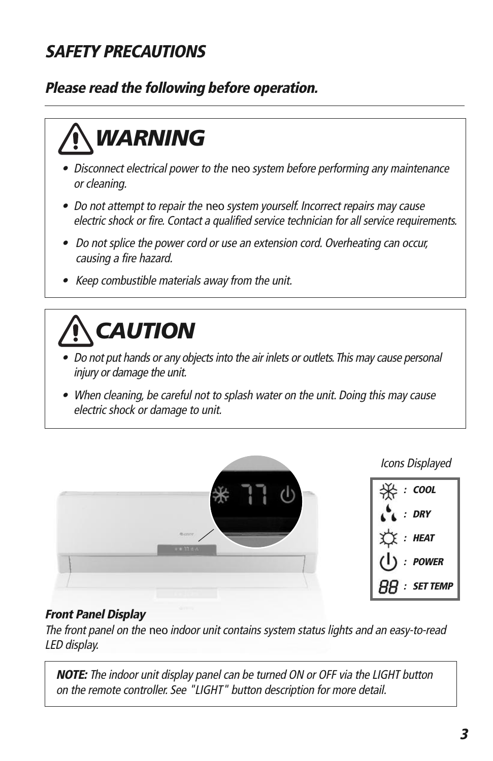## SAFETY PRECAUTIONS

### *Please read the following before operation.*

---

## WARNING

- *Disconnect electrical power to the* neo *system before performing any maintenance or cleaning.*
- *Do not attempt to repair the* neo *system yourself. Incorrect repairs may cause electric shock or fire. Contact a qualified service technician for all service requirements.*
- *Do not splice the power cord or use an extension cord. Overheating can occur, causing a fire hazard.*
- *Keep combustible materials away from the unit.*

## CAUTION

- *Do not put hands or any objects into the air inlets or outlets. This may cause personal injury or damage the unit.*
- *When cleaning, be careful not to splash water on the unit. Doing this may cause electric shock or damage to unit.*

*Icons Displayed*

| Icon | Function |
| --- | --- |
| ❄ | COOL |
| 💧 | DRY |
| ☼ | HEAT |
| ⏻ | POWER |
| 88 | SET TEMP |

**Front Panel Display**

*The front panel on the* neo *indoor unit contains system status lights and an easy-to-read LED display.*

> ***NOTE:*** *The indoor unit display panel can be turned ON or OFF via the LIGHT button on the remote controller. See "LIGHT" button description for more detail.*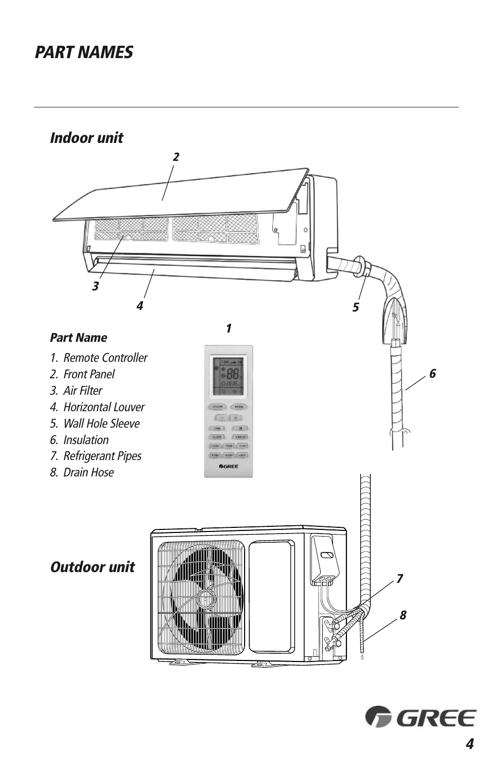# PART NAMES

## Indoor unit

**Part Name**

1. Remote Controller
2. Front Panel
3. Air Filter
4. Horizontal Louver
5. Wall Hole Sleeve
6. Insulation
7. Refrigerant Pipes
8. Drain Hose

## Outdoor unit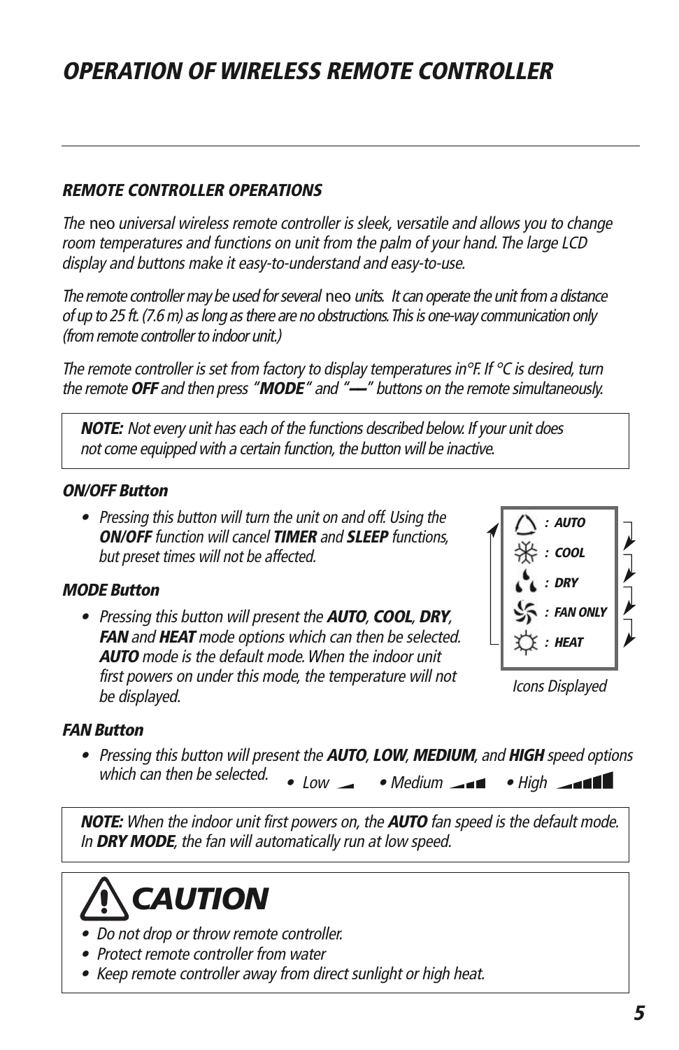# *OPERATION OF WIRELESS REMOTE CONTROLLER*

### *REMOTE CONTROLLER OPERATIONS*

*The* neo *universal wireless remote controller is sleek, versatile and allows you to change room temperatures and functions on unit from the palm of your hand. The large LCD display and buttons make it easy-to-understand and easy-to-use.*

*The remote controller may be used for several* neo *units. It can operate the unit from a distance of up to 25 ft. (7.6 m) as long as there are no obstructions. This is one-way communication only (from remote controller to indoor unit.)*

*The remote controller is set from factory to display temperatures in°F. If °C is desired, turn the remote* ***OFF*** *and then press "****MODE****" and "****—****" buttons on the remote simultaneously.*

> ***NOTE:*** *Not every unit has each of the functions described below. If your unit does not come equipped with a certain function, the button will be inactive.*

#### *ON/OFF Button*

- *Pressing this button will turn the unit on and off. Using the* ***ON/OFF*** *function will cancel* ***TIMER*** *and* ***SLEEP*** *functions, but preset times will not be affected.*

#### *MODE Button*

- *Pressing this button will present the* ***AUTO****,* ***COOL****,* ***DRY****,* ***FAN*** *and* ***HEAT*** *mode options which can then be selected.* ***AUTO*** *mode is the default mode. When the indoor unit first powers on under this mode, the temperature will not be displayed.*

*: AUTO*
*: COOL*
*: DRY*
*: FAN ONLY*
*: HEAT*

*Icons Displayed*

#### *FAN Button*

- *Pressing this button will present the* ***AUTO****,* ***LOW****,* ***MEDIUM****, and* ***HIGH*** *speed options which can then be selected.*
  - *Low*
  - *Medium*
  - *High*

> ***NOTE:*** *When the indoor unit first powers on, the* ***AUTO*** *fan speed is the default mode. In* ***DRY MODE****, the fan will automatically run at low speed.*

## *CAUTION*

- *Do not drop or throw remote controller.*
- *Protect remote controller from water*
- *Keep remote controller away from direct sunlight or high heat.*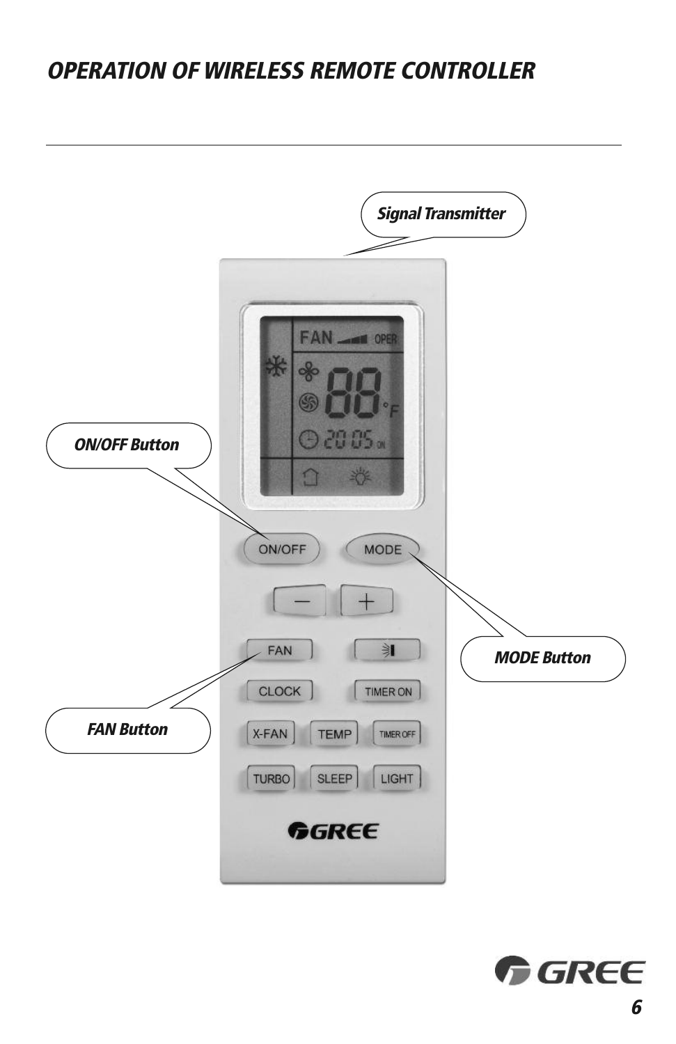# OPERATION OF WIRELESS REMOTE CONTROLLER

*Signal Transmitter*

*ON/OFF Button*

*MODE Button*

*FAN Button*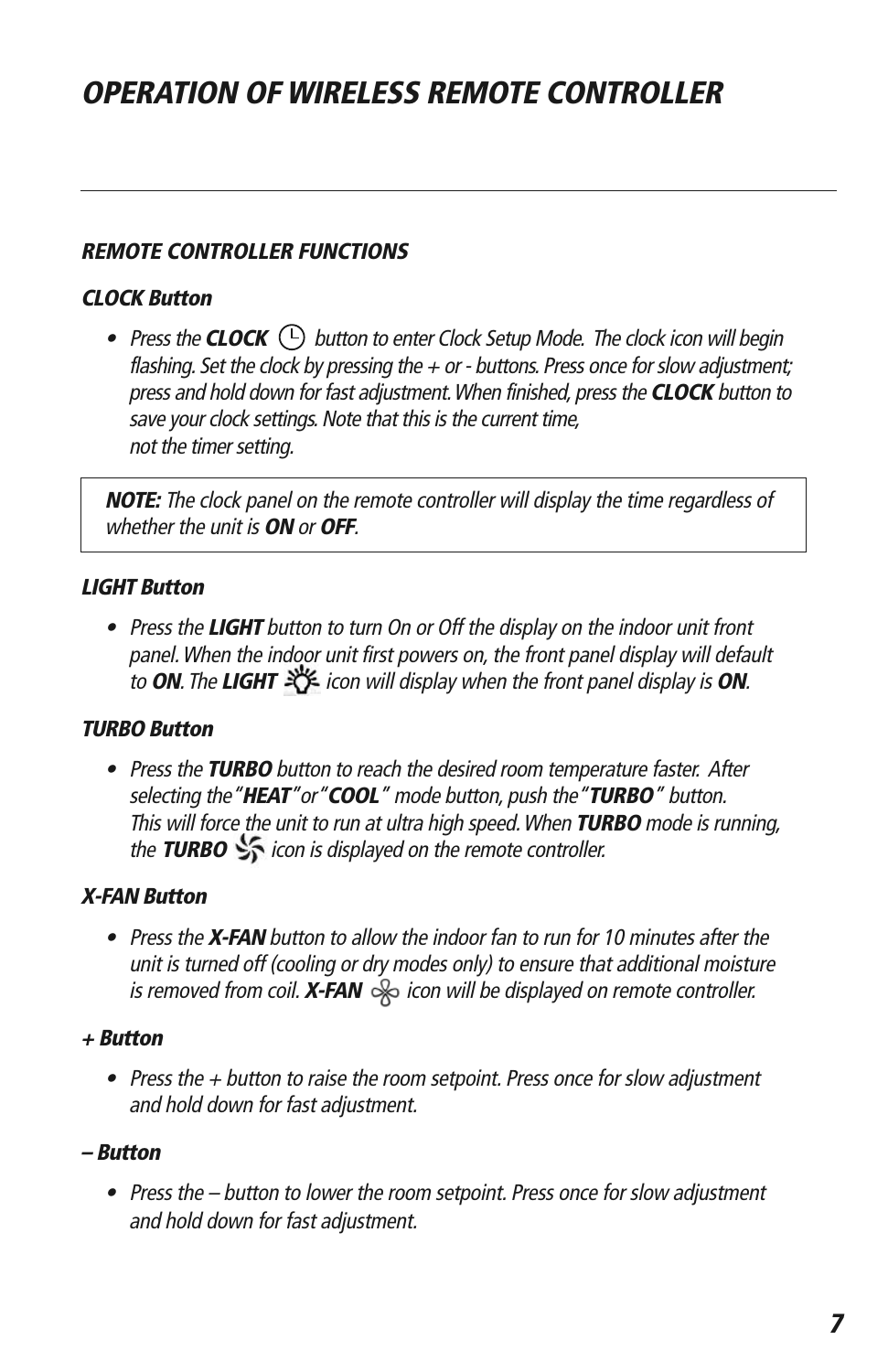# OPERATION OF WIRELESS REMOTE CONTROLLER

### REMOTE CONTROLLER FUNCTIONS

#### CLOCK Button

- *Press the **CLOCK** button to enter Clock Setup Mode. The clock icon will begin flashing. Set the clock by pressing the + or - buttons. Press once for slow adjustment; press and hold down for fast adjustment. When finished, press the **CLOCK** button to save your clock settings. Note that this is the current time, not the timer setting.*

> ***NOTE:*** *The clock panel on the remote controller will display the time regardless of whether the unit is **ON** or **OFF**.*

#### LIGHT Button

- *Press the **LIGHT** button to turn On or Off the display on the indoor unit front panel. When the indoor unit first powers on, the front panel display will default to **ON**. The **LIGHT** icon will display when the front panel display is **ON**.*

#### TURBO Button

- *Press the **TURBO** button to reach the desired room temperature faster. After selecting the "**HEAT**" or "**COOL**" mode button, push the "**TURBO**" button. This will force the unit to run at ultra high speed. When **TURBO** mode is running, the **TURBO** icon is displayed on the remote controller.*

#### X-FAN Button

- *Press the **X-FAN** button to allow the indoor fan to run for 10 minutes after the unit is turned off (cooling or dry modes only) to ensure that additional moisture is removed from coil. **X-FAN** icon will be displayed on remote controller.*

#### + Button

- *Press the + button to raise the room setpoint. Press once for slow adjustment and hold down for fast adjustment.*

#### – Button

- *Press the – button to lower the room setpoint. Press once for slow adjustment and hold down for fast adjustment.*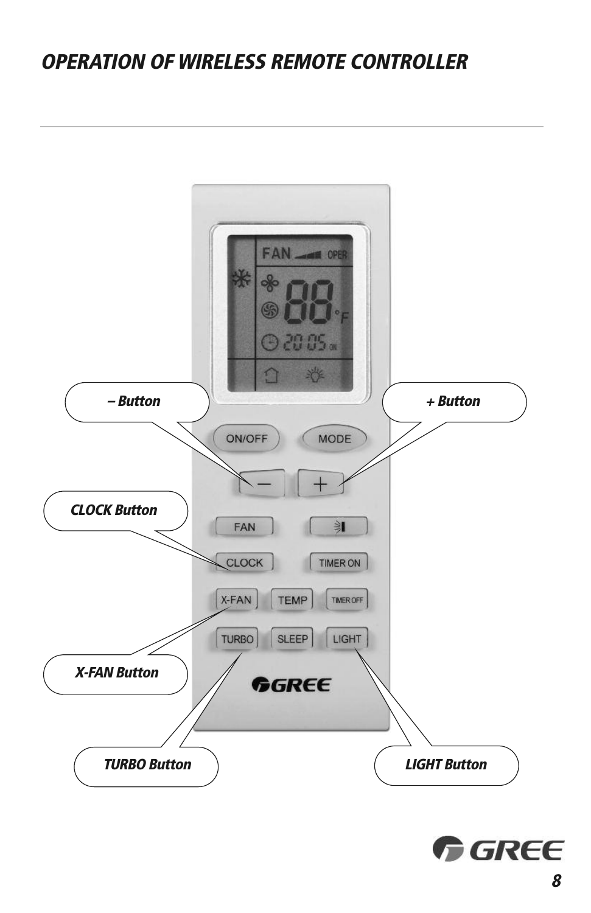## *OPERATION OF WIRELESS REMOTE CONTROLLER*

*– Button*

*+ Button*

*CLOCK Button*

*X-FAN Button*

*TURBO Button*

*LIGHT Button*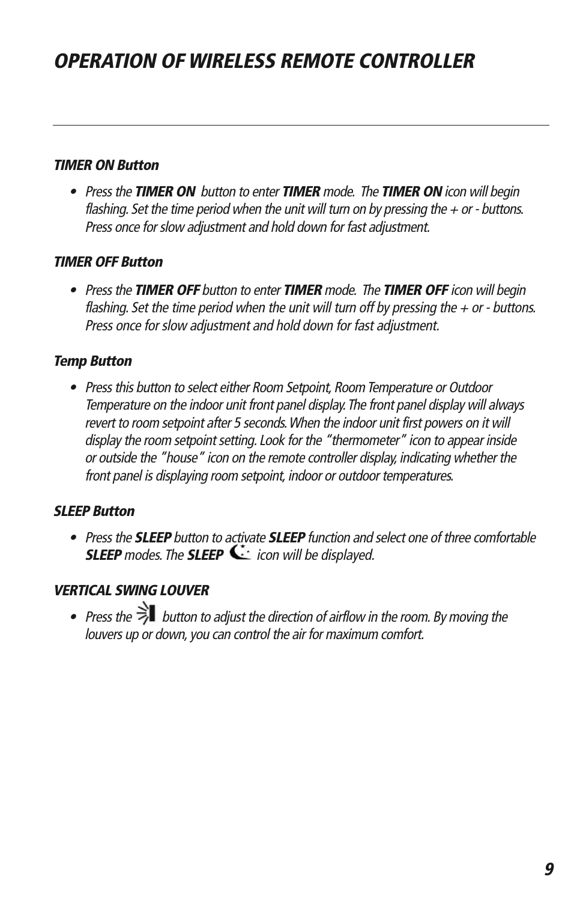# *OPERATION OF WIRELESS REMOTE CONTROLLER*

### *TIMER ON Button*

- *Press the **TIMER ON** button to enter **TIMER** mode. The **TIMER ON** icon will begin flashing. Set the time period when the unit will turn on by pressing the + or - buttons. Press once for slow adjustment and hold down for fast adjustment.*

### *TIMER OFF Button*

- *Press the **TIMER OFF** button to enter **TIMER** mode. The **TIMER OFF** icon will begin flashing. Set the time period when the unit will turn off by pressing the + or - buttons. Press once for slow adjustment and hold down for fast adjustment.*

### *Temp Button*

- *Press this button to select either Room Setpoint, Room Temperature or Outdoor Temperature on the indoor unit front panel display. The front panel display will always revert to room setpoint after 5 seconds. When the indoor unit first powers on it will display the room setpoint setting. Look for the "thermometer" icon to appear inside or outside the "house" icon on the remote controller display, indicating whether the front panel is displaying room setpoint, indoor or outdoor temperatures.*

### *SLEEP Button*

- *Press the **SLEEP** button to activate **SLEEP** function and select one of three comfortable **SLEEP** modes. The **SLEEP** icon will be displayed.*

### *VERTICAL SWING LOUVER*

- *Press the button to adjust the direction of airflow in the room. By moving the louvers up or down, you can control the air for maximum comfort.*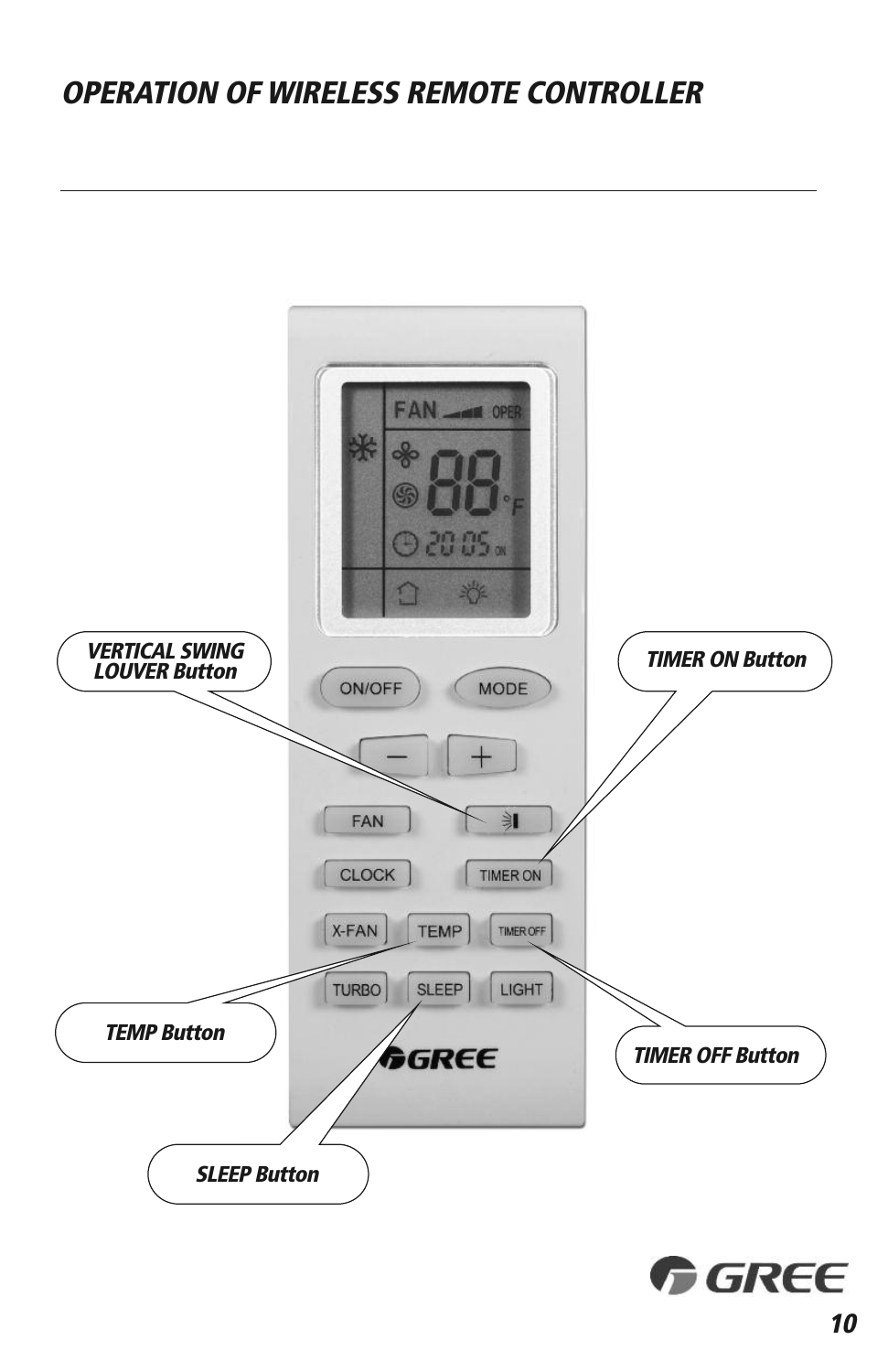# OPERATION OF WIRELESS REMOTE CONTROLLER

VERTICAL SWING LOUVER Button

TIMER ON Button

TEMP Button

TIMER OFF Button

SLEEP Button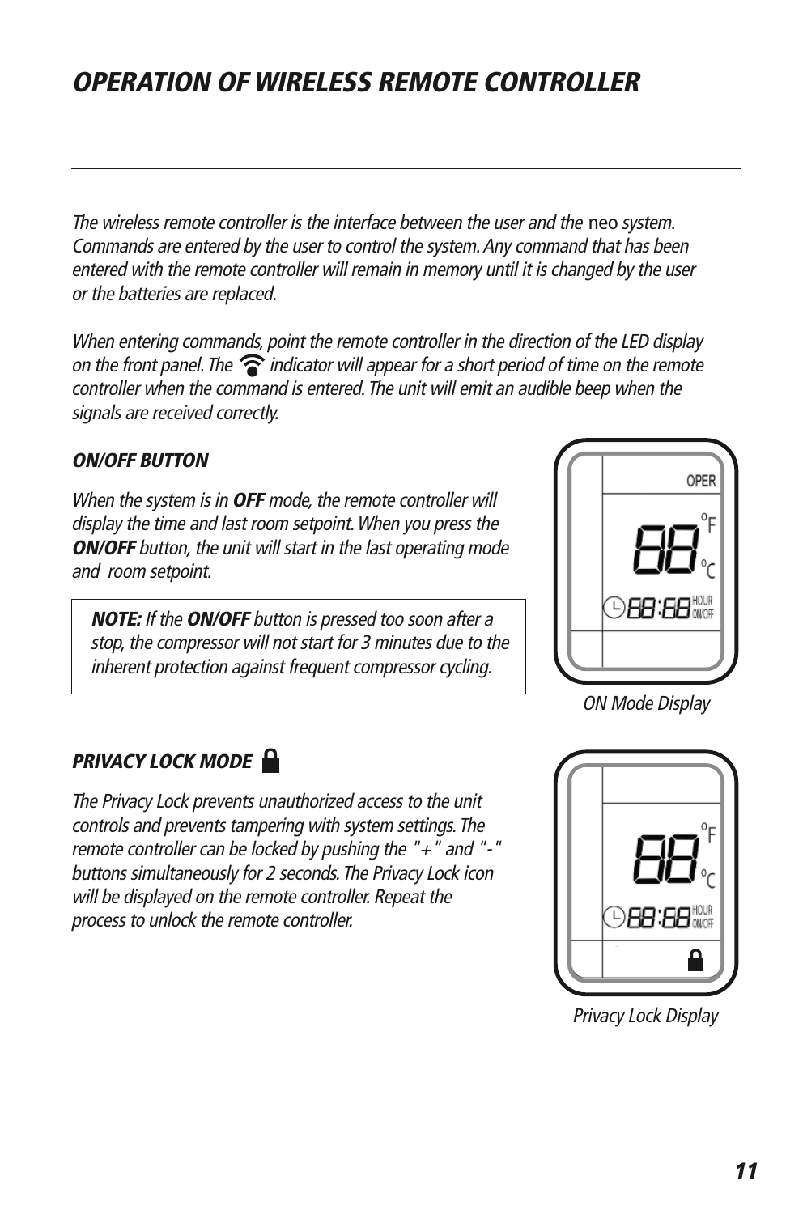# OPERATION OF WIRELESS REMOTE CONTROLLER

*The wireless remote controller is the interface between the user and the* neo *system. Commands are entered by the user to control the system. Any command that has been entered with the remote controller will remain in memory until it is changed by the user or the batteries are replaced.*

*When entering commands, point the remote controller in the direction of the LED display on the front panel. The indicator will appear for a short period of time on the remote controller when the command is entered. The unit will emit an audible beep when the signals are received correctly.*

### *ON/OFF BUTTON*

*When the system is in **OFF** mode, the remote controller will display the time and last room setpoint. When you press the **ON/OFF** button, the unit will start in the last operating mode and room setpoint.*

> ***NOTE:** If the **ON/OFF** button is pressed too soon after a stop, the compressor will not start for 3 minutes due to the inherent protection against frequent compressor cycling.*

*ON Mode Display*

### *PRIVACY LOCK MODE*

*The Privacy Lock prevents unauthorized access to the unit controls and prevents tampering with system settings. The remote controller can be locked by pushing the "+" and "-" buttons simultaneously for 2 seconds. The Privacy Lock icon will be displayed on the remote controller. Repeat the process to unlock the remote controller.*

*Privacy Lock Display*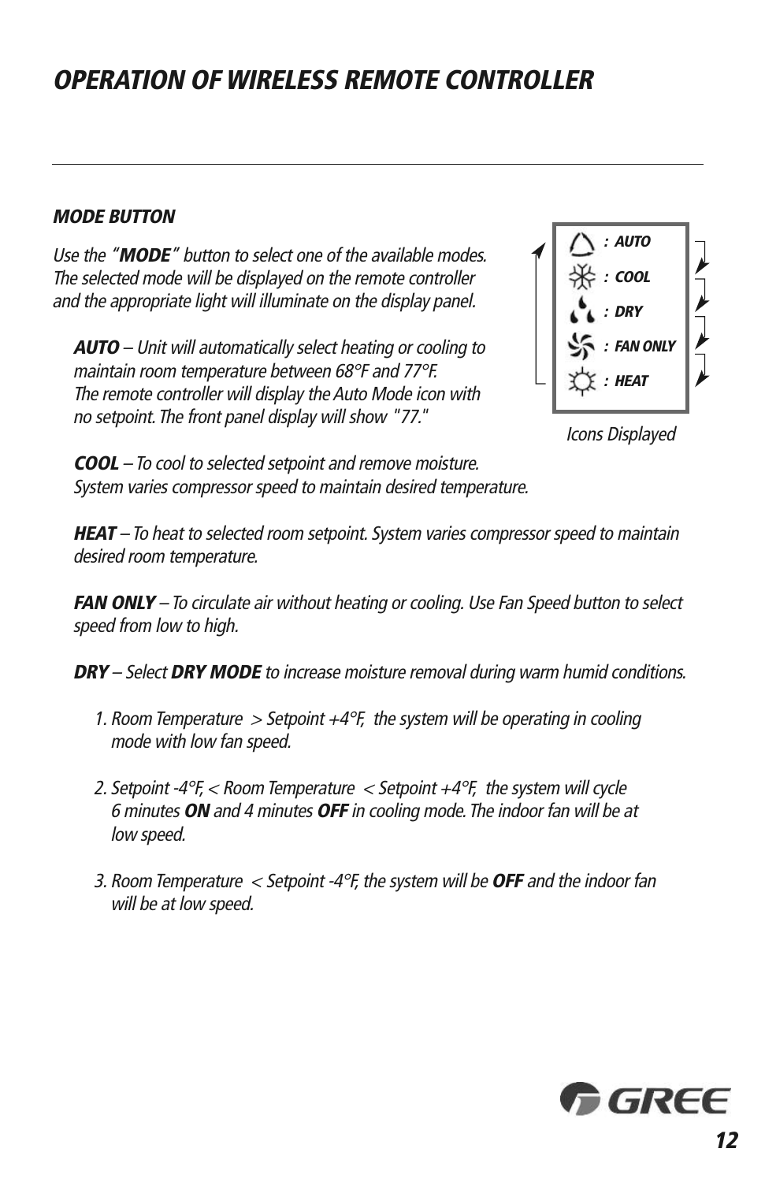# *OPERATION OF WIRELESS REMOTE CONTROLLER*

***MODE BUTTON***

*Use the "**MODE**" button to select one of the available modes. The selected mode will be displayed on the remote controller and the appropriate light will illuminate on the display panel.*

*: AUTO*
*: COOL*
*: DRY*
*: FAN ONLY*
*: HEAT*

*Icons Displayed*

***AUTO** – Unit will automatically select heating or cooling to maintain room temperature between 68°F and 77°F. The remote controller will display the Auto Mode icon with no setpoint. The front panel display will show "77."*

***COOL** – To cool to selected setpoint and remove moisture. System varies compressor speed to maintain desired temperature.*

***HEAT** – To heat to selected room setpoint. System varies compressor speed to maintain desired room temperature.*

***FAN ONLY** – To circulate air without heating or cooling. Use Fan Speed button to select speed from low to high.*

***DRY** – Select **DRY MODE** to increase moisture removal during warm humid conditions.*

1. *Room Temperature > Setpoint +4°F, the system will be operating in cooling mode with low fan speed.*
2. *Setpoint -4°F, < Room Temperature < Setpoint +4°F, the system will cycle 6 minutes **ON** and 4 minutes **OFF** in cooling mode. The indoor fan will be at low speed.*
3. *Room Temperature < Setpoint -4°F, the system will be **OFF** and the indoor fan will be at low speed.*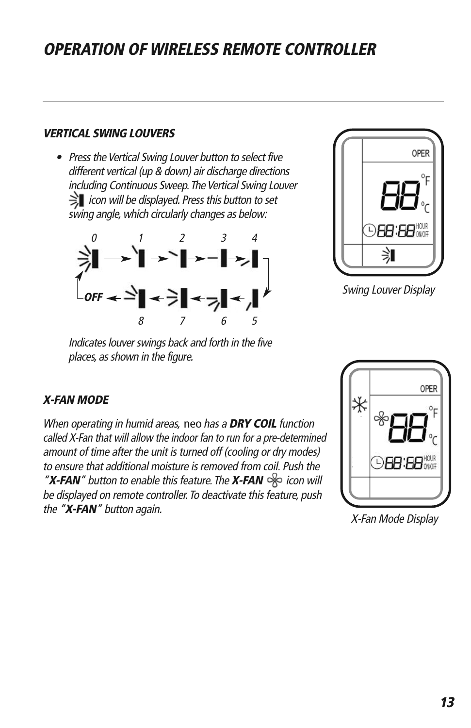# OPERATION OF WIRELESS REMOTE CONTROLLER

### *VERTICAL SWING LOUVERS*

- *Press the Vertical Swing Louver button to select five different vertical (up & down) air discharge directions including Continuous Sweep. The Vertical Swing Louver icon will be displayed. Press this button to set swing angle, which circularly changes as below:*

*0 1 2 3 4*

***OFF***

*8 7 6 5*

*Indicates louver swings back and forth in the five places, as shown in the figure.*

*Swing Louver Display*

### *X-FAN MODE*

*When operating in humid areas,* neo *has a **DRY COIL** function called X-Fan that will allow the indoor fan to run for a pre-determined amount of time after the unit is turned off (cooling or dry modes) to ensure that additional moisture is removed from coil. Push the "**X-FAN**" button to enable this feature. The **X-FAN** icon will be displayed on remote controller. To deactivate this feature, push the "**X-FAN**" button again.*

*X-Fan Mode Display*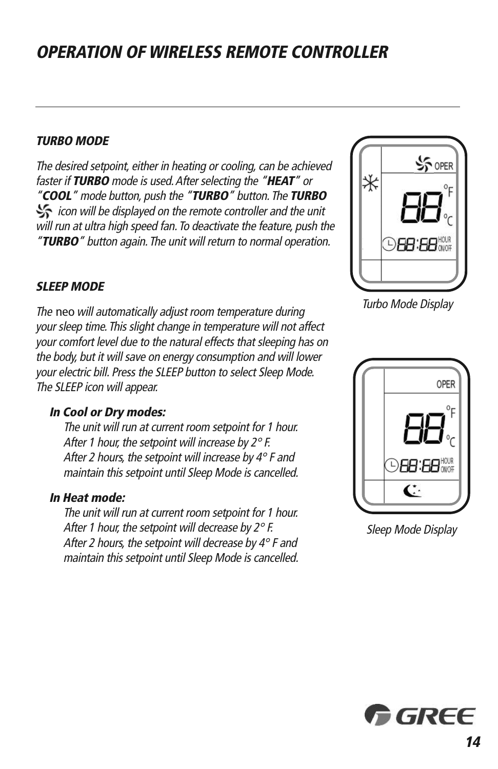# OPERATION OF WIRELESS REMOTE CONTROLLER

### *TURBO MODE*

*The desired setpoint, either in heating or cooling, can be achieved faster if **TURBO** mode is used. After selecting the "**HEAT**" or "**COOL**" mode button, push the "**TURBO**" button. The **TURBO** icon will be displayed on the remote controller and the unit will run at ultra high speed fan. To deactivate the feature, push the "**TURBO**" button again. The unit will return to normal operation.*

*Turbo Mode Display*

### *SLEEP MODE*

*The* neo *will automatically adjust room temperature during your sleep time. This slight change in temperature will not affect your comfort level due to the natural effects that sleeping has on the body, but it will save on energy consumption and will lower your electric bill. Press the SLEEP button to select Sleep Mode. The SLEEP icon will appear.*

***In Cool or Dry modes:***

*The unit will run at current room setpoint for 1 hour. After 1 hour, the setpoint will increase by 2° F. After 2 hours, the setpoint will increase by 4° F and maintain this setpoint until Sleep Mode is cancelled.*

***In Heat mode:***

*The unit will run at current room setpoint for 1 hour. After 1 hour, the setpoint will decrease by 2° F. After 2 hours, the setpoint will decrease by 4° F and maintain this setpoint until Sleep Mode is cancelled.*

*Sleep Mode Display*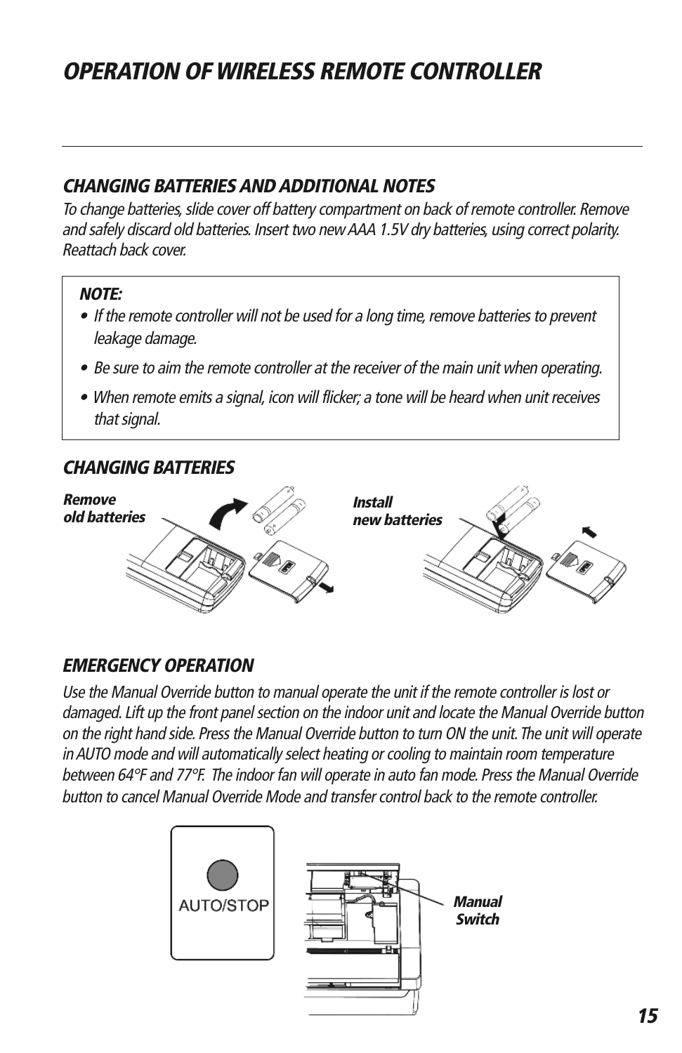# OPERATION OF WIRELESS REMOTE CONTROLLER

## CHANGING BATTERIES AND ADDITIONAL NOTES

*To change batteries, slide cover off battery compartment on back of remote controller. Remove and safely discard old batteries. Insert two new AAA 1.5V dry batteries, using correct polarity. Reattach back cover.*

***NOTE:***

- *If the remote controller will not be used for a long time, remove batteries to prevent leakage damage.*
- *Be sure to aim the remote controller at the receiver of the main unit when operating.*
- *When remote emits a signal, icon will flicker; a tone will be heard when unit receives that signal.*

## CHANGING BATTERIES

***Remove old batteries***

***Install new batteries***

## EMERGENCY OPERATION

*Use the Manual Override button to manual operate the unit if the remote controller is lost or damaged. Lift up the front panel section on the indoor unit and locate the Manual Override button on the right hand side. Press the Manual Override button to turn ON the unit. The unit will operate in AUTO mode and will automatically select heating or cooling to maintain room temperature between 64°F and 77°F. The indoor fan will operate in auto fan mode. Press the Manual Override button to cancel Manual Override Mode and transfer control back to the remote controller.*

AUTO/STOP

***Manual Switch***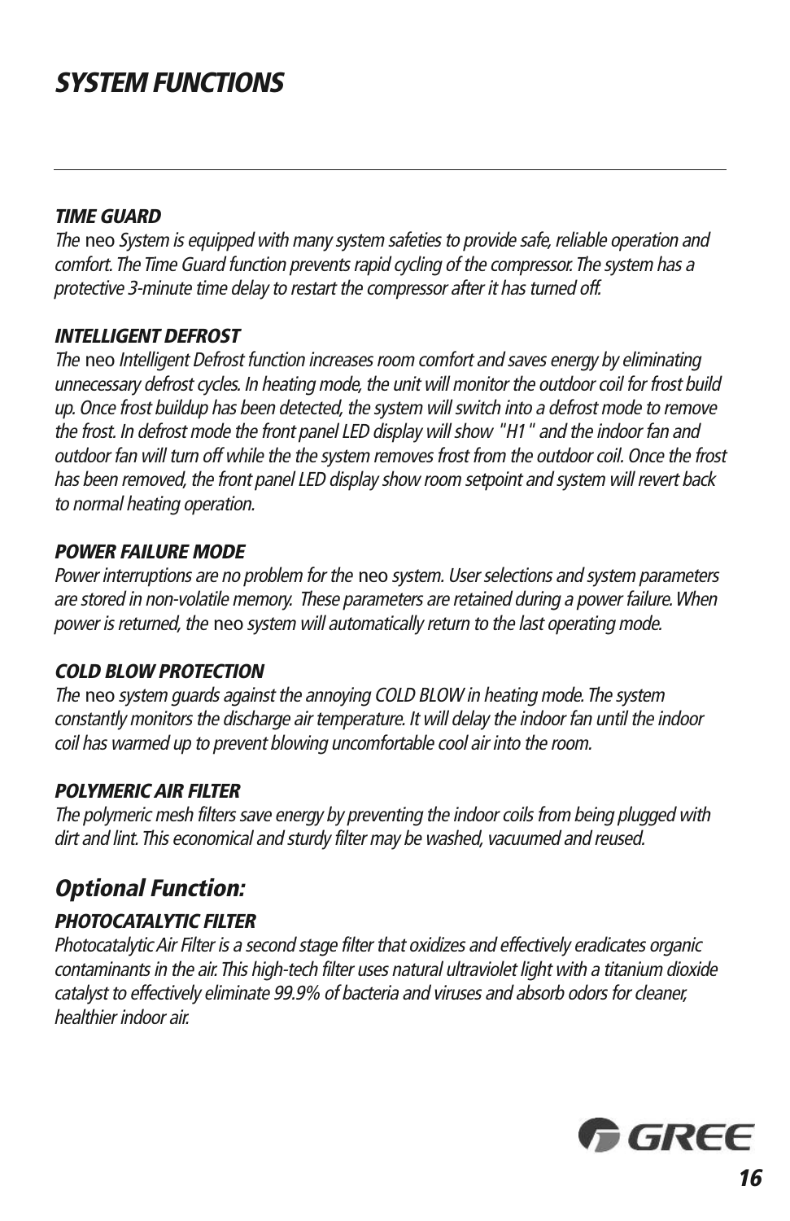# SYSTEM FUNCTIONS

### TIME GUARD

*The* neo *System is equipped with many system safeties to provide safe, reliable operation and comfort. The Time Guard function prevents rapid cycling of the compressor. The system has a protective 3-minute time delay to restart the compressor after it has turned off.*

### INTELLIGENT DEFROST

*The* neo *Intelligent Defrost function increases room comfort and saves energy by eliminating unnecessary defrost cycles. In heating mode, the unit will monitor the outdoor coil for frost build up. Once frost buildup has been detected, the system will switch into a defrost mode to remove the frost. In defrost mode the front panel LED display will show "H1" and the indoor fan and outdoor fan will turn off while the the system removes frost from the outdoor coil. Once the frost has been removed, the front panel LED display show room setpoint and system will revert back to normal heating operation.*

### POWER FAILURE MODE

*Power interruptions are no problem for the* neo *system. User selections and system parameters are stored in non-volatile memory. These parameters are retained during a power failure. When power is returned, the* neo *system will automatically return to the last operating mode.*

### COLD BLOW PROTECTION

*The* neo *system guards against the annoying COLD BLOW in heating mode. The system constantly monitors the discharge air temperature. It will delay the indoor fan until the indoor coil has warmed up to prevent blowing uncomfortable cool air into the room.*

### POLYMERIC AIR FILTER

*The polymeric mesh filters save energy by preventing the indoor coils from being plugged with dirt and lint. This economical and sturdy filter may be washed, vacuumed and reused.*

## Optional Function:

### PHOTOCATALYTIC FILTER

*Photocatalytic Air Filter is a second stage filter that oxidizes and effectively eradicates organic contaminants in the air. This high-tech filter uses natural ultraviolet light with a titanium dioxide catalyst to effectively eliminate 99.9% of bacteria and viruses and absorb odors for cleaner, healthier indoor air.*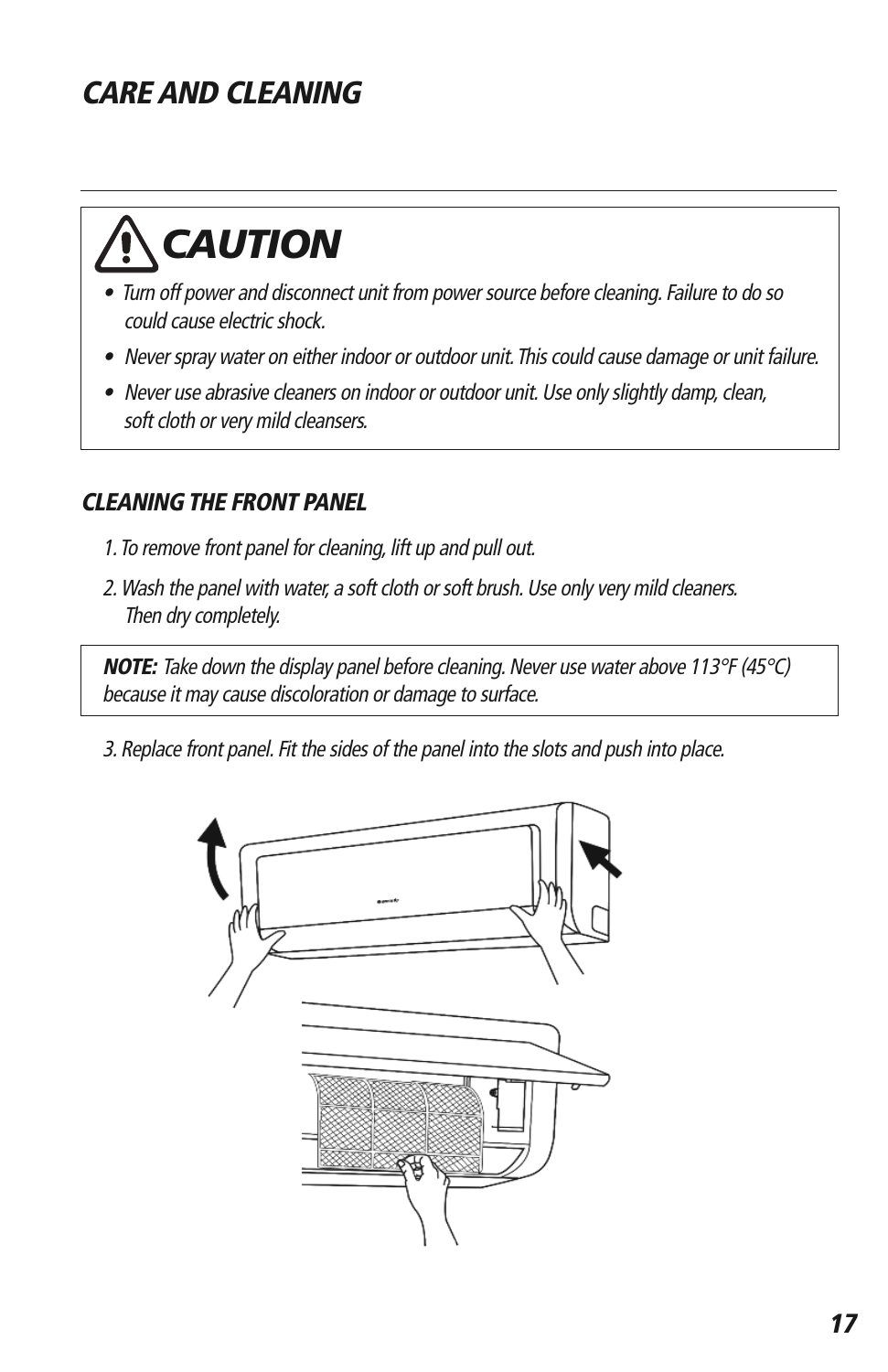## *CARE AND CLEANING*

---

### ⚠ *CAUTION*

- *Turn off power and disconnect unit from power source before cleaning. Failure to do so could cause electric shock.*
- *Never spray water on either indoor or outdoor unit. This could cause damage or unit failure.*
- *Never use abrasive cleaners on indoor or outdoor unit. Use only slightly damp, clean, soft cloth or very mild cleansers.*

### *CLEANING THE FRONT PANEL*

1. *To remove front panel for cleaning, lift up and pull out.*
2. *Wash the panel with water, a soft cloth or soft brush. Use only very mild cleaners. Then dry completely.*

***NOTE:*** *Take down the display panel before cleaning. Never use water above 113°F (45°C) because it may cause discoloration or damage to surface.*

3. *Replace front panel. Fit the sides of the panel into the slots and push into place.*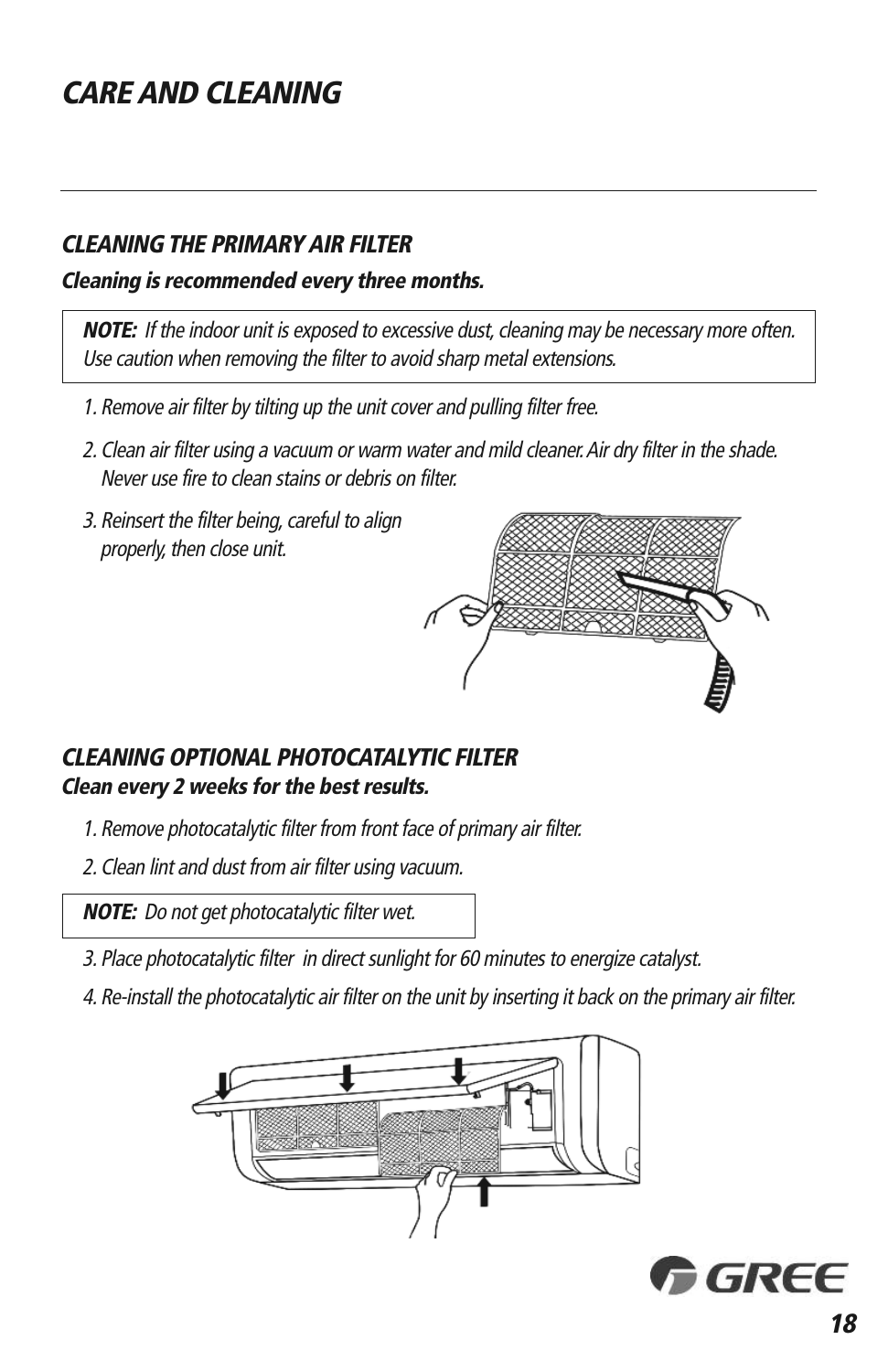# CARE AND CLEANING

### CLEANING THE PRIMARY AIR FILTER

***Cleaning is recommended every three months.***

> ***NOTE:*** *If the indoor unit is exposed to excessive dust, cleaning may be necessary more often. Use caution when removing the filter to avoid sharp metal extensions.*

1. Remove air filter by tilting up the unit cover and pulling filter free.
2. Clean air filter using a vacuum or warm water and mild cleaner. Air dry filter in the shade. Never use fire to clean stains or debris on filter.
3. Reinsert the filter being, careful to align properly, then close unit.

### CLEANING OPTIONAL PHOTOCATALYTIC FILTER

***Clean every 2 weeks for the best results.***

1. Remove photocatalytic filter from front face of primary air filter.
2. Clean lint and dust from air filter using vacuum.

> ***NOTE:*** *Do not get photocatalytic filter wet.*

3. Place photocatalytic filter in direct sunlight for 60 minutes to energize catalyst.
4. Re-install the photocatalytic air filter on the unit by inserting it back on the primary air filter.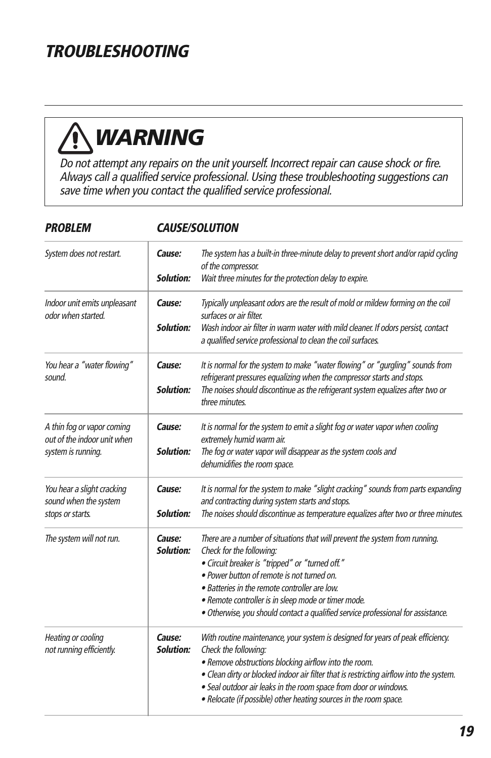# TROUBLESHOOTING

## ⚠ WARNING

*Do not attempt any repairs on the unit yourself. Incorrect repair can cause shock or fire. Always call a qualified service professional. Using these troubleshooting suggestions can save time when you contact the qualified service professional.*

| PROBLEM | CAUSE/SOLUTION |
|---|---|
| *System does not restart.* | ***Cause:*** *The system has a built-in three-minute delay to prevent short and/or rapid cycling of the compressor.*<br>***Solution:*** *Wait three minutes for the protection delay to expire.* |
| *Indoor unit emits unpleasant odor when started.* | ***Cause:*** *Typically unpleasant odors are the result of mold or mildew forming on the coil surfaces or air filter.*<br>***Solution:*** *Wash indoor air filter in warm water with mild cleaner. If odors persist, contact a qualified service professional to clean the coil surfaces.* |
| *You hear a "water flowing" sound.* | ***Cause:*** *It is normal for the system to make "water flowing" or "gurgling" sounds from refrigerant pressures equalizing when the compressor starts and stops.*<br>***Solution:*** *The noises should discontinue as the refrigerant system equalizes after two or three minutes.* |
| *A thin fog or vapor coming out of the indoor unit when system is running.* | ***Cause:*** *It is normal for the system to emit a slight fog or water vapor when cooling extremely humid warm air.*<br>***Solution:*** *The fog or water vapor will disappear as the system cools and dehumidifies the room space.* |
| *You hear a slight cracking sound when the system stops or starts.* | ***Cause:*** *It is normal for the system to make "slight cracking" sounds from parts expanding and contracting during system starts and stops.*<br>***Solution:*** *The noises should discontinue as temperature equalizes after two or three minutes.* |
| *The system will not run.* | ***Cause:*** *There are a number of situations that will prevent the system from running.*<br>***Solution:*** *Check for the following:*<br>*• Circuit breaker is "tripped" or "turned off."*<br>*• Power button of remote is not turned on.*<br>*• Batteries in the remote controller are low.*<br>*• Remote controller is in sleep mode or timer mode.*<br>*• Otherwise, you should contact a qualified service professional for assistance.* |
| *Heating or cooling not running efficiently.* | ***Cause:*** *With routine maintenance, your system is designed for years of peak efficiency.*<br>***Solution:*** *Check the following:*<br>*• Remove obstructions blocking airflow into the room.*<br>*• Clean dirty or blocked indoor air filter that is restricting airflow into the system.*<br>*• Seal outdoor air leaks in the room space from door or windows.*<br>*• Relocate (if possible) other heating sources in the room space.* |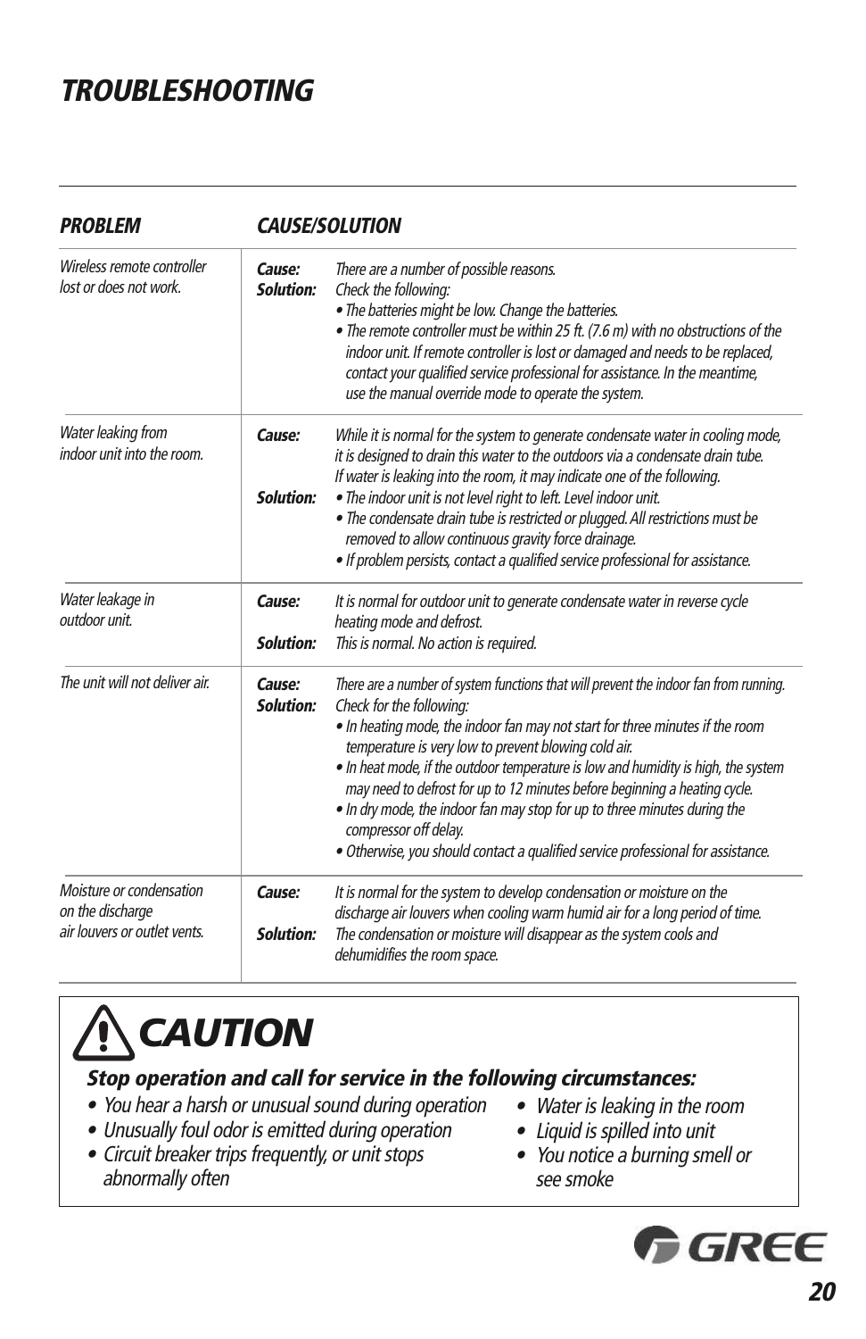# TROUBLESHOOTING

| PROBLEM | CAUSE/SOLUTION |
|---|---|
| *Wireless remote controller lost or does not work.* | **Cause:** *There are a number of possible reasons.*<br>**Solution:** *Check the following:*<br>*• The batteries might be low. Change the batteries.*<br>*• The remote controller must be within 25 ft. (7.6 m) with no obstructions of the indoor unit. If remote controller is lost or damaged and needs to be replaced, contact your qualified service professional for assistance. In the meantime, use the manual override mode to operate the system.* |
| *Water leaking from indoor unit into the room.* | **Cause:** *While it is normal for the system to generate condensate water in cooling mode, it is designed to drain this water to the outdoors via a condensate drain tube. If water is leaking into the room, it may indicate one of the following.*<br>**Solution:** *• The indoor unit is not level right to left. Level indoor unit.*<br>*• The condensate drain tube is restricted or plugged. All restrictions must be removed to allow continuous gravity force drainage.*<br>*• If problem persists, contact a qualified service professional for assistance.* |
| *Water leakage in outdoor unit.* | **Cause:** *It is normal for outdoor unit to generate condensate water in reverse cycle heating mode and defrost.*<br>**Solution:** *This is normal. No action is required.* |
| *The unit will not deliver air.* | **Cause:** *There are a number of system functions that will prevent the indoor fan from running.*<br>**Solution:** *Check for the following:*<br>*• In heating mode, the indoor fan may not start for three minutes if the room temperature is very low to prevent blowing cold air.*<br>*• In heat mode, if the outdoor temperature is low and humidity is high, the system may need to defrost for up to 12 minutes before beginning a heating cycle.*<br>*• In dry mode, the indoor fan may stop for up to three minutes during the compressor off delay.*<br>*• Otherwise, you should contact a qualified service professional for assistance.* |
| *Moisture or condensation on the discharge air louvers or outlet vents.* | **Cause:** *It is normal for the system to develop condensation or moisture on the discharge air louvers when cooling warm humid air for a long period of time.*<br>**Solution:** *The condensation or moisture will disappear as the system cools and dehumidifies the room space.* |

## CAUTION

***Stop operation and call for service in the following circumstances:***

- *You hear a harsh or unusual sound during operation*
- *Unusually foul odor is emitted during operation*
- *Circuit breaker trips frequently, or unit stops abnormally often*
- *Water is leaking in the room*
- *Liquid is spilled into unit*
- *You notice a burning smell or see smoke*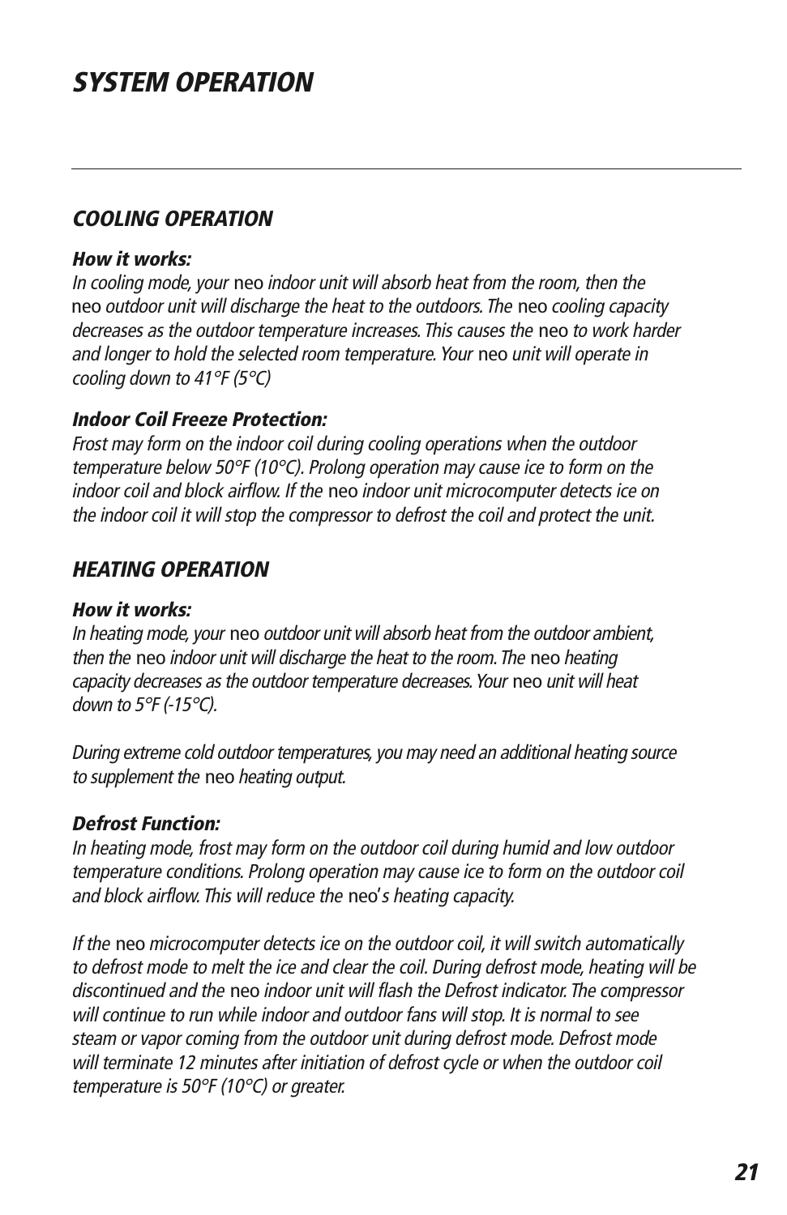# SYSTEM OPERATION

## COOLING OPERATION

### How it works:

*In cooling mode, your* neo *indoor unit will absorb heat from the room, then the* neo *outdoor unit will discharge the heat to the outdoors. The* neo *cooling capacity decreases as the outdoor temperature increases. This causes the* neo *to work harder and longer to hold the selected room temperature. Your* neo *unit will operate in cooling down to 41°F (5°C)*

### Indoor Coil Freeze Protection:

*Frost may form on the indoor coil during cooling operations when the outdoor temperature below 50°F (10°C). Prolong operation may cause ice to form on the indoor coil and block airflow. If the* neo *indoor unit microcomputer detects ice on the indoor coil it will stop the compressor to defrost the coil and protect the unit.*

## HEATING OPERATION

### How it works:

*In heating mode, your* neo *outdoor unit will absorb heat from the outdoor ambient, then the* neo *indoor unit will discharge the heat to the room. The* neo *heating capacity decreases as the outdoor temperature decreases. Your* neo *unit will heat down to 5°F (-15°C).*

*During extreme cold outdoor temperatures, you may need an additional heating source to supplement the* neo *heating output.*

### Defrost Function:

*In heating mode, frost may form on the outdoor coil during humid and low outdoor temperature conditions. Prolong operation may cause ice to form on the outdoor coil and block airflow. This will reduce the* neo'*s heating capacity.*

*If the* neo *microcomputer detects ice on the outdoor coil, it will switch automatically to defrost mode to melt the ice and clear the coil. During defrost mode, heating will be discontinued and the* neo *indoor unit will flash the Defrost indicator. The compressor will continue to run while indoor and outdoor fans will stop. It is normal to see steam or vapor coming from the outdoor unit during defrost mode. Defrost mode will terminate 12 minutes after initiation of defrost cycle or when the outdoor coil temperature is 50°F (10°C) or greater.*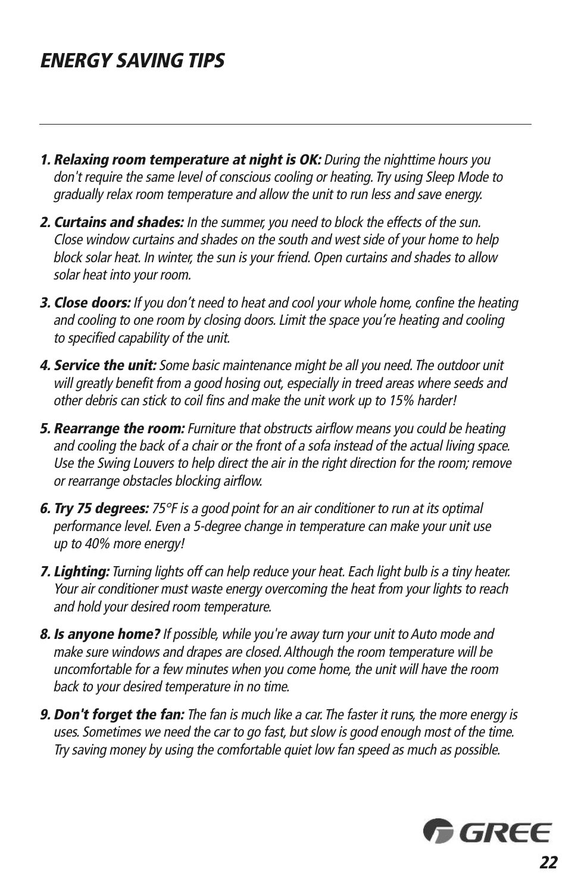# ENERGY SAVING TIPS

1. ***Relaxing room temperature at night is OK:*** *During the nighttime hours you don't require the same level of conscious cooling or heating. Try using Sleep Mode to gradually relax room temperature and allow the unit to run less and save energy.*

2. ***Curtains and shades:*** *In the summer, you need to block the effects of the sun. Close window curtains and shades on the south and west side of your home to help block solar heat. In winter, the sun is your friend. Open curtains and shades to allow solar heat into your room.*

3. ***Close doors:*** *If you don't need to heat and cool your whole home, confine the heating and cooling to one room by closing doors. Limit the space you're heating and cooling to specified capability of the unit.*

4. ***Service the unit:*** *Some basic maintenance might be all you need. The outdoor unit will greatly benefit from a good hosing out, especially in treed areas where seeds and other debris can stick to coil fins and make the unit work up to 15% harder!*

5. ***Rearrange the room:*** *Furniture that obstructs airflow means you could be heating and cooling the back of a chair or the front of a sofa instead of the actual living space. Use the Swing Louvers to help direct the air in the right direction for the room; remove or rearrange obstacles blocking airflow.*

6. ***Try 75 degrees:*** *75°F is a good point for an air conditioner to run at its optimal performance level. Even a 5-degree change in temperature can make your unit use up to 40% more energy!*

7. ***Lighting:*** *Turning lights off can help reduce your heat. Each light bulb is a tiny heater. Your air conditioner must waste energy overcoming the heat from your lights to reach and hold your desired room temperature.*

8. ***Is anyone home?*** *If possible, while you're away turn your unit to Auto mode and make sure windows and drapes are closed. Although the room temperature will be uncomfortable for a few minutes when you come home, the unit will have the room back to your desired temperature in no time.*

9. ***Don't forget the fan:*** *The fan is much like a car. The faster it runs, the more energy is uses. Sometimes we need the car to go fast, but slow is good enough most of the time. Try saving money by using the comfortable quiet low fan speed as much as possible.*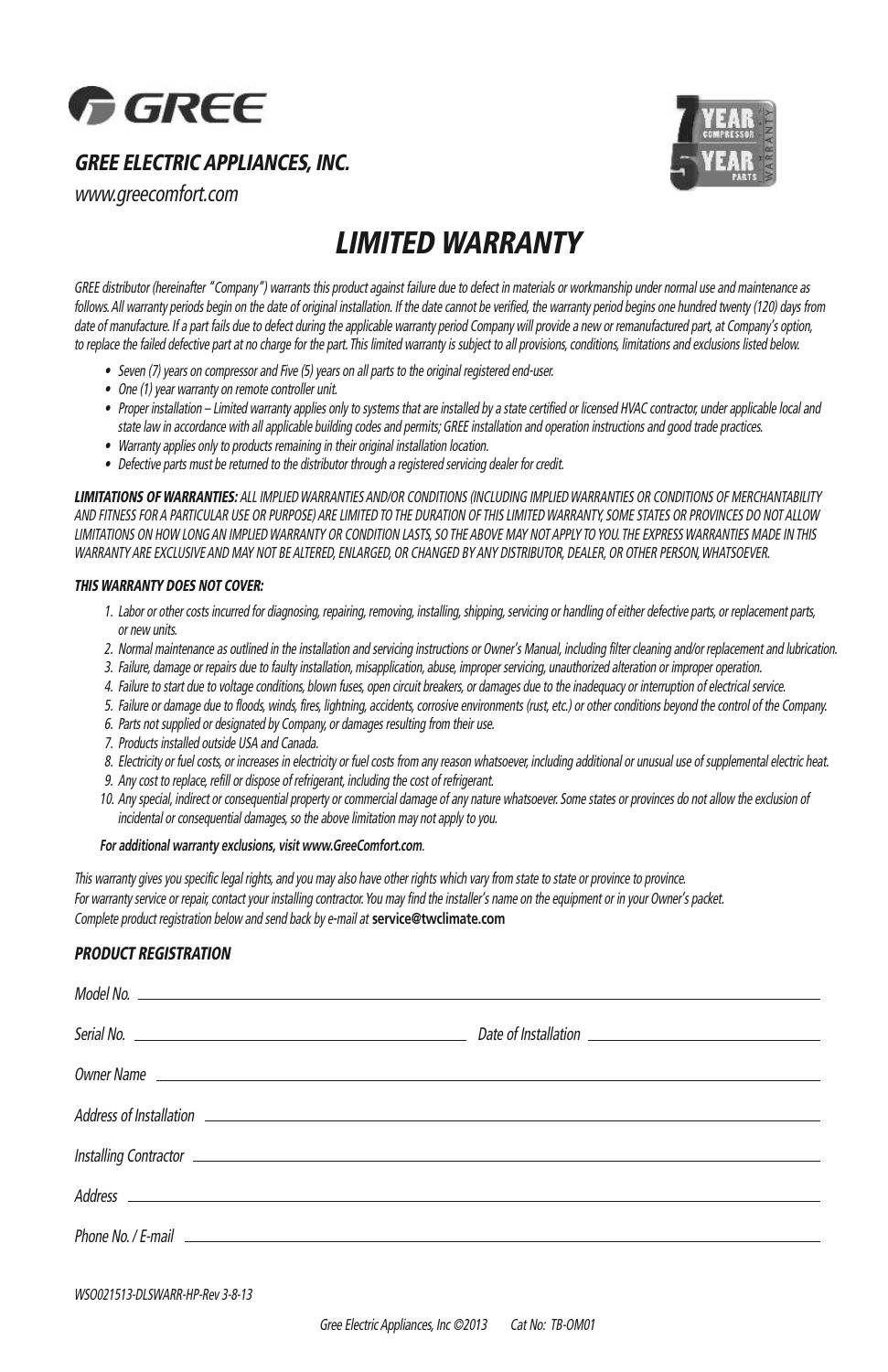GREE

## *GREE ELECTRIC APPLIANCES, INC.*

*www.greecomfort.com*

7 YEAR COMPRESSOR
5 YEAR PARTS
WARRANTY

# *LIMITED WARRANTY*

*GREE distributor (hereinafter "Company") warrants this product against failure due to defect in materials or workmanship under normal use and maintenance as follows. All warranty periods begin on the date of original installation. If the date cannot be verified, the warranty period begins one hundred twenty (120) days from date of manufacture. If a part fails due to defect during the applicable warranty period Company will provide a new or remanufactured part, at Company's option, to replace the failed defective part at no charge for the part. This limited warranty is subject to all provisions, conditions, limitations and exclusions listed below.*

- *Seven (7) years on compressor and Five (5) years on all parts to the original registered end-user.*
- *One (1) year warranty on remote controller unit.*
- *Proper installation – Limited warranty applies only to systems that are installed by a state certified or licensed HVAC contractor, under applicable local and state law in accordance with all applicable building codes and permits; GREE installation and operation instructions and good trade practices.*
- *Warranty applies only to products remaining in their original installation location.*
- *Defective parts must be returned to the distributor through a registered servicing dealer for credit.*

***LIMITATIONS OF WARRANTIES:*** *ALL IMPLIED WARRANTIES AND/OR CONDITIONS (INCLUDING IMPLIED WARRANTIES OR CONDITIONS OF MERCHANTABILITY AND FITNESS FOR A PARTICULAR USE OR PURPOSE) ARE LIMITED TO THE DURATION OF THIS LIMITED WARRANTY, SOME STATES OR PROVINCES DO NOT ALLOW LIMITATIONS ON HOW LONG AN IMPLIED WARRANTY OR CONDITION LASTS, SO THE ABOVE MAY NOT APPLY TO YOU. THE EXPRESS WARRANTIES MADE IN THIS WARRANTY ARE EXCLUSIVE AND MAY NOT BE ALTERED, ENLARGED, OR CHANGED BY ANY DISTRIBUTOR, DEALER, OR OTHER PERSON, WHATSOEVER.*

***THIS WARRANTY DOES NOT COVER:***

1. *Labor or other costs incurred for diagnosing, repairing, removing, installing, shipping, servicing or handling of either defective parts, or replacement parts, or new units.*
2. *Normal maintenance as outlined in the installation and servicing instructions or Owner's Manual, including filter cleaning and/or replacement and lubrication.*
3. *Failure, damage or repairs due to faulty installation, misapplication, abuse, improper servicing, unauthorized alteration or improper operation.*
4. *Failure to start due to voltage conditions, blown fuses, open circuit breakers, or damages due to the inadequacy or interruption of electrical service.*
5. *Failure or damage due to floods, winds, fires, lightning, accidents, corrosive environments (rust, etc.) or other conditions beyond the control of the Company.*
6. *Parts not supplied or designated by Company, or damages resulting from their use.*
7. *Products installed outside USA and Canada.*
8. *Electricity or fuel costs, or increases in electricity or fuel costs from any reason whatsoever, including additional or unusual use of supplemental electric heat.*
9. *Any cost to replace, refill or dispose of refrigerant, including the cost of refrigerant.*
10. *Any special, indirect or consequential property or commercial damage of any nature whatsoever. Some states or provinces do not allow the exclusion of incidental or consequential damages, so the above limitation may not apply to you.*

***For additional warranty exclusions, visit www.GreeComfort.com**.*

*This warranty gives you specific legal rights, and you may also have other rights which vary from state to state or province to province.*
*For warranty service or repair, contact your installing contractor. You may find the installer's name on the equipment or in your Owner's packet.*
*Complete product registration below and send back by e-mail at* **service@twclimate.com**

### *PRODUCT REGISTRATION*

*Model No.* ________________________________________

*Serial No.* ____________________ *Date of Installation* ____________________

*Owner Name* ________________________________________

*Address of Installation* ________________________________________

*Installing Contractor* ________________________________________

*Address* ________________________________________

*Phone No. / E-mail* ________________________________________

*WSO021513-DLSWARR-HP-Rev 3-8-13*

*Gree Electric Appliances, Inc ©2013 Cat No: TB-OM01*